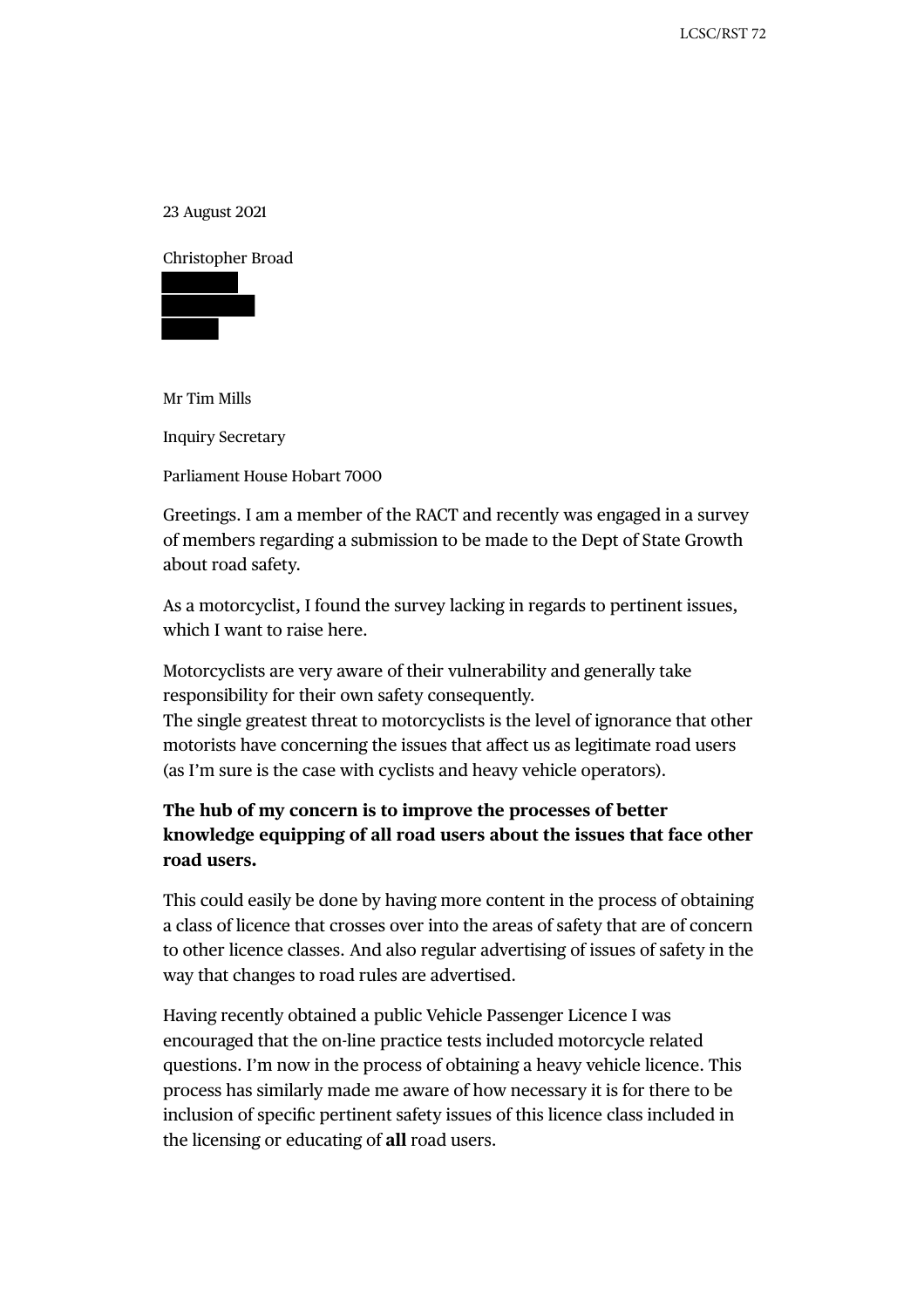23 August 2021

Christopher Broad

Mr Tim Mills

Inquiry Secretary

Parliament House Hobart 7000

Greetings. I am a member of the RACT and recently was engaged in a survey of members regarding a submission to be made to the Dept of State Growth about road safety.

As a motorcyclist, I found the survey lacking in regards to pertinent issues, which I want to raise here.

Motorcyclists are very aware of their vulnerability and generally take responsibility for their own safety consequently.
The single greatest threat to motorcyclists is the level of ignorance that other motorists have concerning the issues that affect us as legitimate road users (as I'm sure is the case with cyclists and heavy vehicle operators).

**The hub of my concern is to improve the processes of better knowledge equipping of all road users about the issues that face other road users.**

This could easily be done by having more content in the process of obtaining a class of licence that crosses over into the areas of safety that are of concern to other licence classes. And also regular advertising of issues of safety in the way that changes to road rules are advertised.

Having recently obtained a public Vehicle Passenger Licence I was encouraged that the on-line practice tests included motorcycle related questions. I'm now in the process of obtaining a heavy vehicle licence. This process has similarly made me aware of how necessary it is for there to be inclusion of specific pertinent safety issues of this licence class included in the licensing or educating of **all** road users.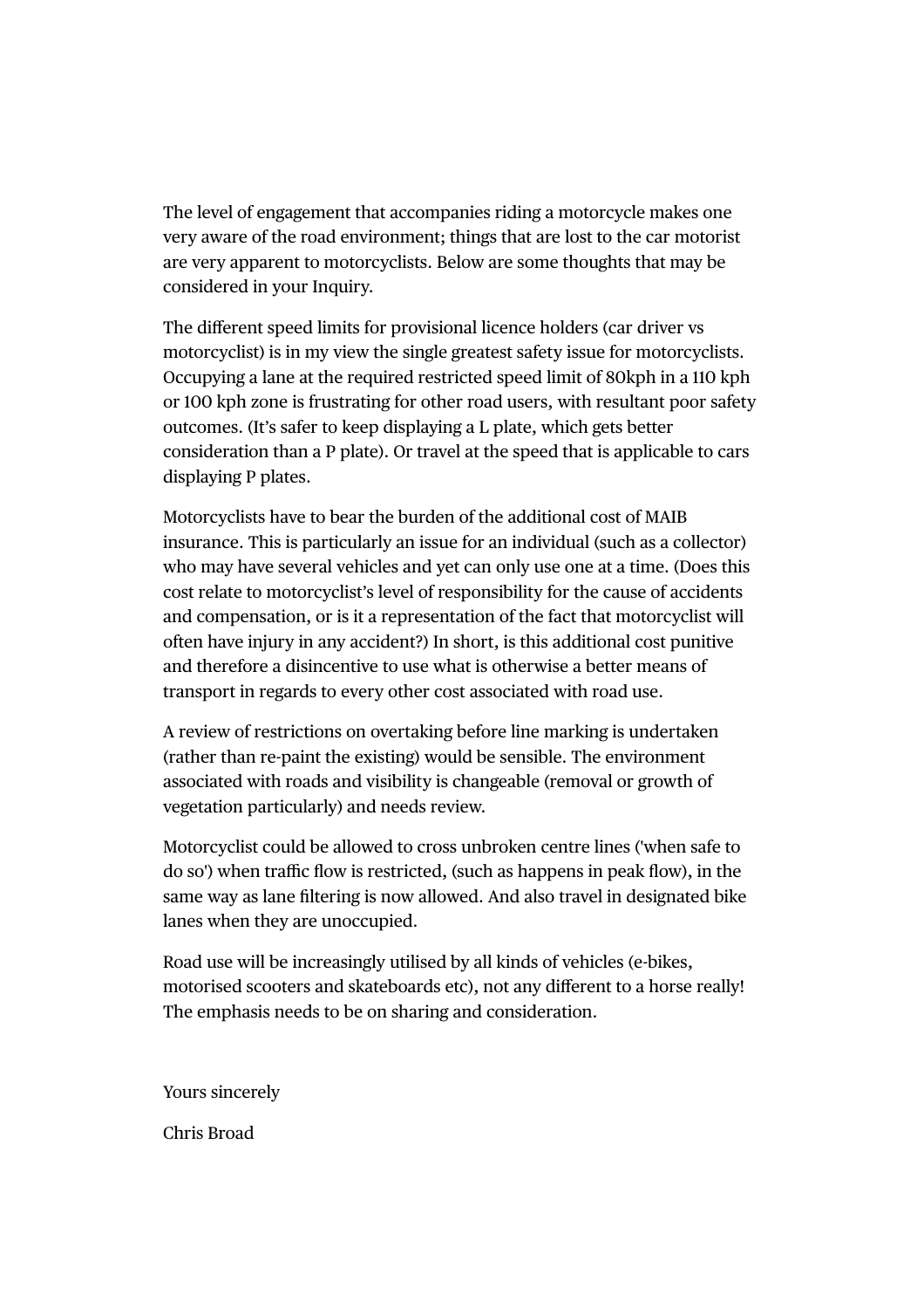The level of engagement that accompanies riding a motorcycle makes one very aware of the road environment; things that are lost to the car motorist are very apparent to motorcyclists. Below are some thoughts that may be considered in your Inquiry.

The different speed limits for provisional licence holders (car driver vs motorcyclist) is in my view the single greatest safety issue for motorcyclists. Occupying a lane at the required restricted speed limit of 80kph in a 110 kph or 100 kph zone is frustrating for other road users, with resultant poor safety outcomes. (It's safer to keep displaying a L plate, which gets better consideration than a P plate). Or travel at the speed that is applicable to cars displaying P plates.

Motorcyclists have to bear the burden of the additional cost of MAIB insurance. This is particularly an issue for an individual (such as a collector) who may have several vehicles and yet can only use one at a time. (Does this cost relate to motorcyclist's level of responsibility for the cause of accidents and compensation, or is it a representation of the fact that motorcyclist will often have injury in any accident?) In short, is this additional cost punitive and therefore a disincentive to use what is otherwise a better means of transport in regards to every other cost associated with road use.

A review of restrictions on overtaking before line marking is undertaken (rather than re-paint the existing) would be sensible. The environment associated with roads and visibility is changeable (removal or growth of vegetation particularly) and needs review.

Motorcyclist could be allowed to cross unbroken centre lines ('when safe to do so') when traffic flow is restricted, (such as happens in peak flow), in the same way as lane filtering is now allowed. And also travel in designated bike lanes when they are unoccupied.

Road use will be increasingly utilised by all kinds of vehicles (e-bikes, motorised scooters and skateboards etc), not any different to a horse really! The emphasis needs to be on sharing and consideration.

Yours sincerely

Chris Broad